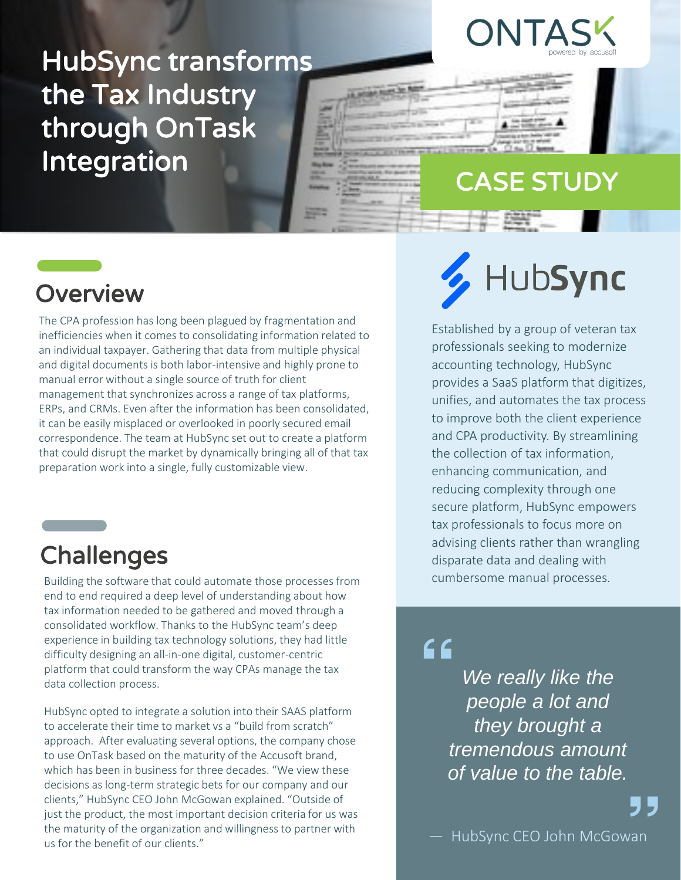# HubSync transforms the Tax Industry through OnTask Integration

ONTASK
powered by accusoft

CASE STUDY

## Overview

The CPA profession has long been plagued by fragmentation and inefficiencies when it comes to consolidating information related to an individual taxpayer. Gathering that data from multiple physical and digital documents is both labor-intensive and highly prone to manual error without a single source of truth for client management that synchronizes across a range of tax platforms, ERPs, and CRMs. Even after the information has been consolidated, it can be easily misplaced or overlooked in poorly secured email correspondence. The team at HubSync set out to create a platform that could disrupt the market by dynamically bringing all of that tax preparation work into a single, fully customizable view.

## Challenges

Building the software that could automate those processes from end to end required a deep level of understanding about how tax information needed to be gathered and moved through a consolidated workflow. Thanks to the HubSync team's deep experience in building tax technology solutions, they had little difficulty designing an all-in-one digital, customer-centric platform that could transform the way CPAs manage the tax data collection process.

HubSync opted to integrate a solution into their SAAS platform to accelerate their time to market vs a "build from scratch" approach. After evaluating several options, the company chose to use OnTask based on the maturity of the Accusoft brand, which has been in business for three decades. "We view these decisions as long-term strategic bets for our company and our clients," HubSync CEO John McGowan explained. "Outside of just the product, the most important decision criteria for us was the maturity of the organization and willingness to partner with us for the benefit of our clients."

HubSync

Established by a group of veteran tax professionals seeking to modernize accounting technology, HubSync provides a SaaS platform that digitizes, unifies, and automates the tax process to improve both the client experience and CPA productivity. By streamlining the collection of tax information, enhancing communication, and reducing complexity through one secure platform, HubSync empowers tax professionals to focus more on advising clients rather than wrangling disparate data and dealing with cumbersome manual processes.

> *We really like the people a lot and they brought a tremendous amount of value to the table.*
>
> — HubSync CEO John McGowan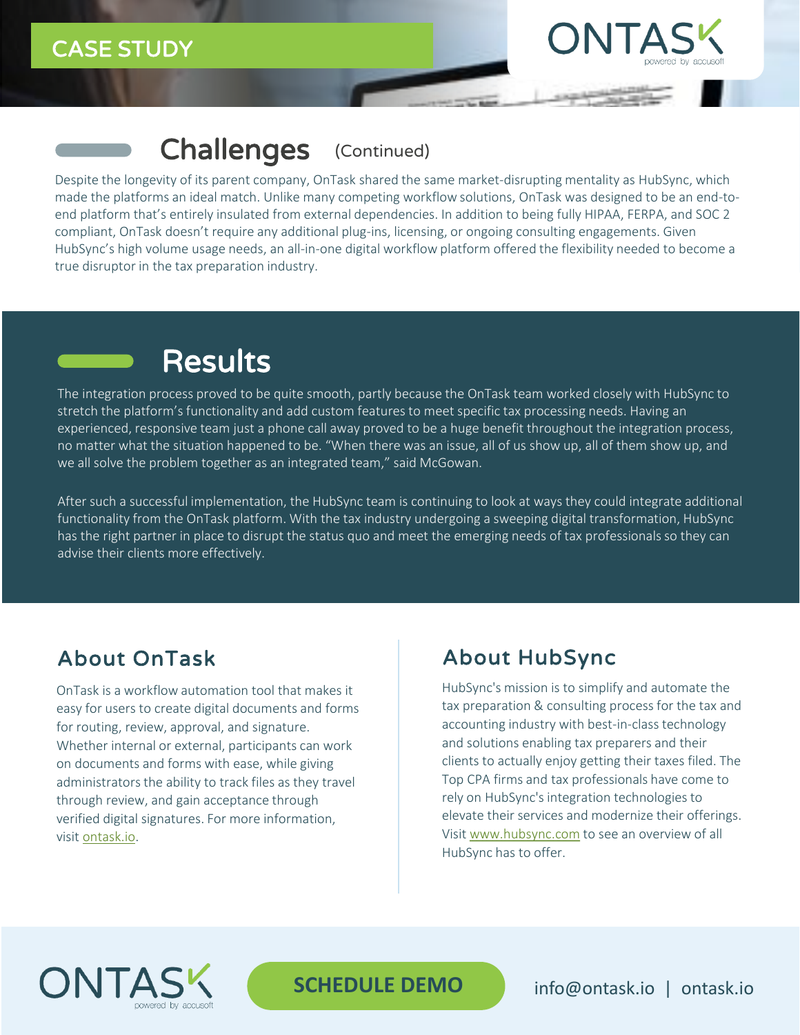CASE STUDY

## Challenges (Continued)

Despite the longevity of its parent company, OnTask shared the same market-disrupting mentality as HubSync, which made the platforms an ideal match. Unlike many competing workflow solutions, OnTask was designed to be an end-to-end platform that's entirely insulated from external dependencies. In addition to being fully HIPAA, FERPA, and SOC 2 compliant, OnTask doesn't require any additional plug-ins, licensing, or ongoing consulting engagements. Given HubSync's high volume usage needs, an all-in-one digital workflow platform offered the flexibility needed to become a true disruptor in the tax preparation industry.

## Results

The integration process proved to be quite smooth, partly because the OnTask team worked closely with HubSync to stretch the platform's functionality and add custom features to meet specific tax processing needs. Having an experienced, responsive team just a phone call away proved to be a huge benefit throughout the integration process, no matter what the situation happened to be. "When there was an issue, all of us show up, all of them show up, and we all solve the problem together as an integrated team," said McGowan.

After such a successful implementation, the HubSync team is continuing to look at ways they could integrate additional functionality from the OnTask platform. With the tax industry undergoing a sweeping digital transformation, HubSync has the right partner in place to disrupt the status quo and meet the emerging needs of tax professionals so they can advise their clients more effectively.

## About OnTask

OnTask is a workflow automation tool that makes it easy for users to create digital documents and forms for routing, review, approval, and signature. Whether internal or external, participants can work on documents and forms with ease, while giving administrators the ability to track files as they travel through review, and gain acceptance through verified digital signatures. For more information, visit ontask.io.

## About HubSync

HubSync's mission is to simplify and automate the tax preparation & consulting process for the tax and accounting industry with best-in-class technology and solutions enabling tax preparers and their clients to actually enjoy getting their taxes filed. The Top CPA firms and tax professionals have come to rely on HubSync's integration technologies to elevate their services and modernize their offerings. Visit www.hubsync.com to see an overview of all HubSync has to offer.

SCHEDULE DEMO

info@ontask.io | ontask.io